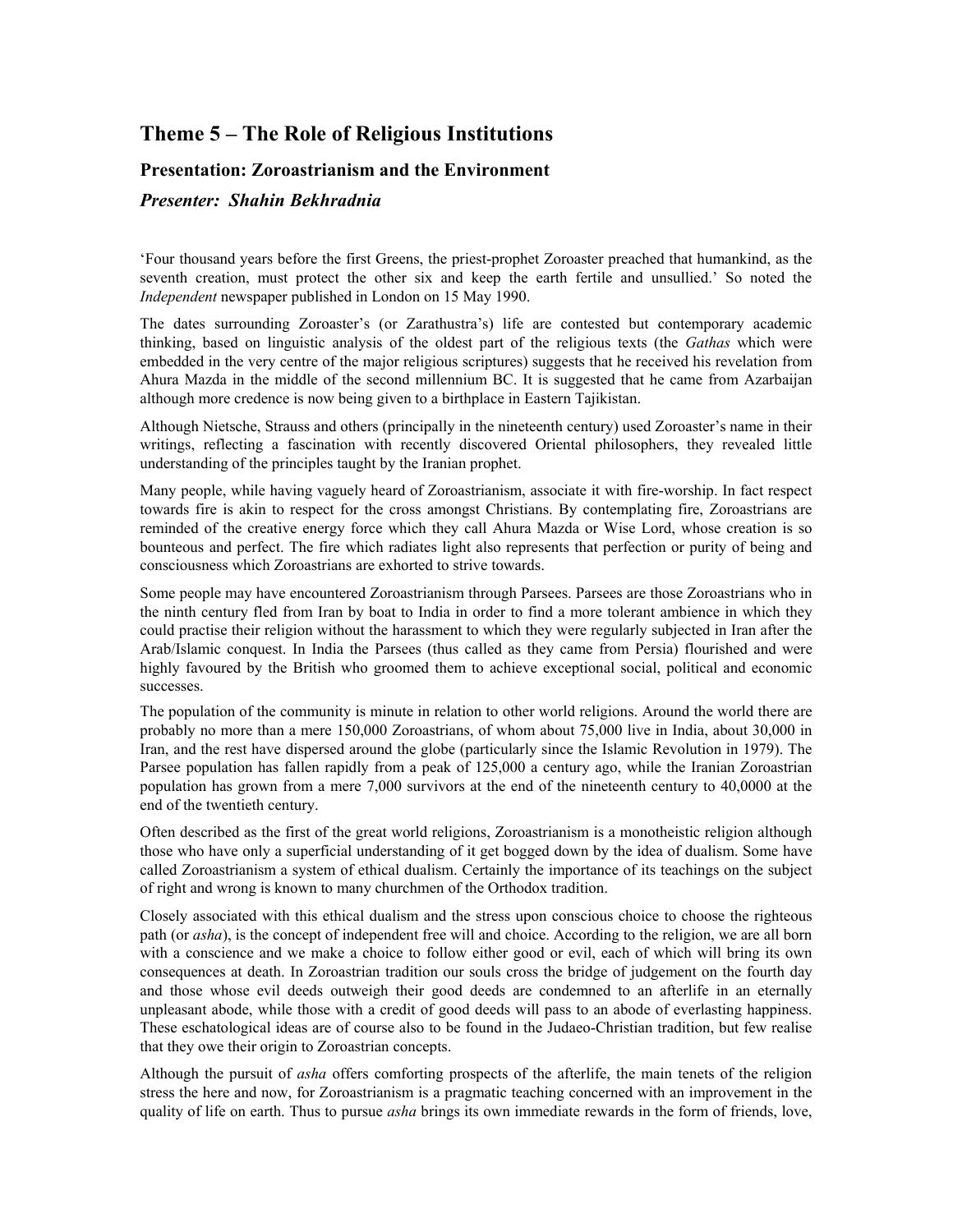## Theme 5 – The Role of Religious Institutions

### Presentation: Zoroastrianism and the Environment

### *Presenter: Shahin Bekhradnia*

'Four thousand years before the first Greens, the priest-prophet Zoroaster preached that humankind, as the seventh creation, must protect the other six and keep the earth fertile and unsullied.' So noted the *Independent* newspaper published in London on 15 May 1990.

The dates surrounding Zoroaster's (or Zarathustra's) life are contested but contemporary academic thinking, based on linguistic analysis of the oldest part of the religious texts (the *Gathas* which were embedded in the very centre of the major religious scriptures) suggests that he received his revelation from Ahura Mazda in the middle of the second millennium BC. It is suggested that he came from Azarbaijan although more credence is now being given to a birthplace in Eastern Tajikistan.

Although Nietsche, Strauss and others (principally in the nineteenth century) used Zoroaster's name in their writings, reflecting a fascination with recently discovered Oriental philosophers, they revealed little understanding of the principles taught by the Iranian prophet.

Many people, while having vaguely heard of Zoroastrianism, associate it with fire-worship. In fact respect towards fire is akin to respect for the cross amongst Christians. By contemplating fire, Zoroastrians are reminded of the creative energy force which they call Ahura Mazda or Wise Lord, whose creation is so bounteous and perfect. The fire which radiates light also represents that perfection or purity of being and consciousness which Zoroastrians are exhorted to strive towards.

Some people may have encountered Zoroastrianism through Parsees. Parsees are those Zoroastrians who in the ninth century fled from Iran by boat to India in order to find a more tolerant ambience in which they could practise their religion without the harassment to which they were regularly subjected in Iran after the Arab/Islamic conquest. In India the Parsees (thus called as they came from Persia) flourished and were highly favoured by the British who groomed them to achieve exceptional social, political and economic successes.

The population of the community is minute in relation to other world religions. Around the world there are probably no more than a mere 150,000 Zoroastrians, of whom about 75,000 live in India, about 30,000 in Iran, and the rest have dispersed around the globe (particularly since the Islamic Revolution in 1979). The Parsee population has fallen rapidly from a peak of 125,000 a century ago, while the Iranian Zoroastrian population has grown from a mere 7,000 survivors at the end of the nineteenth century to 40,0000 at the end of the twentieth century.

Often described as the first of the great world religions, Zoroastrianism is a monotheistic religion although those who have only a superficial understanding of it get bogged down by the idea of dualism. Some have called Zoroastrianism a system of ethical dualism. Certainly the importance of its teachings on the subject of right and wrong is known to many churchmen of the Orthodox tradition.

Closely associated with this ethical dualism and the stress upon conscious choice to choose the righteous path (or *asha*), is the concept of independent free will and choice. According to the religion, we are all born with a conscience and we make a choice to follow either good or evil, each of which will bring its own consequences at death. In Zoroastrian tradition our souls cross the bridge of judgement on the fourth day and those whose evil deeds outweigh their good deeds are condemned to an afterlife in an eternally unpleasant abode, while those with a credit of good deeds will pass to an abode of everlasting happiness. These eschatological ideas are of course also to be found in the Judaeo-Christian tradition, but few realise that they owe their origin to Zoroastrian concepts.

Although the pursuit of *asha* offers comforting prospects of the afterlife, the main tenets of the religion stress the here and now, for Zoroastrianism is a pragmatic teaching concerned with an improvement in the quality of life on earth. Thus to pursue *asha* brings its own immediate rewards in the form of friends, love,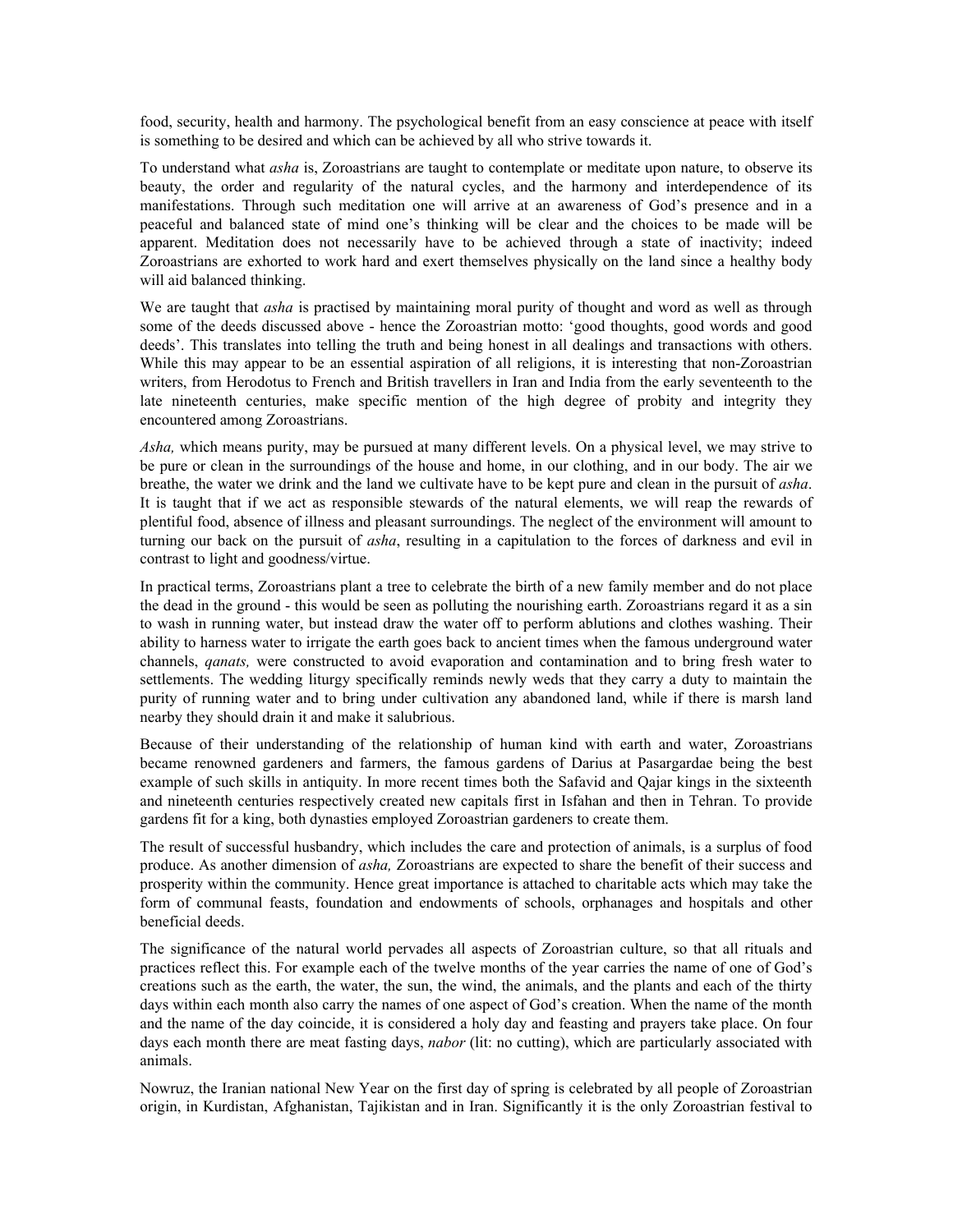food, security, health and harmony. The psychological benefit from an easy conscience at peace with itself is something to be desired and which can be achieved by all who strive towards it.

To understand what *asha* is, Zoroastrians are taught to contemplate or meditate upon nature, to observe its beauty, the order and regularity of the natural cycles, and the harmony and interdependence of its manifestations. Through such meditation one will arrive at an awareness of God's presence and in a peaceful and balanced state of mind one's thinking will be clear and the choices to be made will be apparent. Meditation does not necessarily have to be achieved through a state of inactivity; indeed Zoroastrians are exhorted to work hard and exert themselves physically on the land since a healthy body will aid balanced thinking.

We are taught that *asha* is practised by maintaining moral purity of thought and word as well as through some of the deeds discussed above - hence the Zoroastrian motto: 'good thoughts, good words and good deeds'. This translates into telling the truth and being honest in all dealings and transactions with others. While this may appear to be an essential aspiration of all religions, it is interesting that non-Zoroastrian writers, from Herodotus to French and British travellers in Iran and India from the early seventeenth to the late nineteenth centuries, make specific mention of the high degree of probity and integrity they encountered among Zoroastrians.

*Asha,* which means purity, may be pursued at many different levels. On a physical level, we may strive to be pure or clean in the surroundings of the house and home, in our clothing, and in our body. The air we breathe, the water we drink and the land we cultivate have to be kept pure and clean in the pursuit of *asha*. It is taught that if we act as responsible stewards of the natural elements, we will reap the rewards of plentiful food, absence of illness and pleasant surroundings. The neglect of the environment will amount to turning our back on the pursuit of *asha*, resulting in a capitulation to the forces of darkness and evil in contrast to light and goodness/virtue.

In practical terms, Zoroastrians plant a tree to celebrate the birth of a new family member and do not place the dead in the ground - this would be seen as polluting the nourishing earth. Zoroastrians regard it as a sin to wash in running water, but instead draw the water off to perform ablutions and clothes washing. Their ability to harness water to irrigate the earth goes back to ancient times when the famous underground water channels, *qanats,* were constructed to avoid evaporation and contamination and to bring fresh water to settlements. The wedding liturgy specifically reminds newly weds that they carry a duty to maintain the purity of running water and to bring under cultivation any abandoned land, while if there is marsh land nearby they should drain it and make it salubrious.

Because of their understanding of the relationship of human kind with earth and water, Zoroastrians became renowned gardeners and farmers, the famous gardens of Darius at Pasargardae being the best example of such skills in antiquity. In more recent times both the Safavid and Qajar kings in the sixteenth and nineteenth centuries respectively created new capitals first in Isfahan and then in Tehran. To provide gardens fit for a king, both dynasties employed Zoroastrian gardeners to create them.

The result of successful husbandry, which includes the care and protection of animals, is a surplus of food produce. As another dimension of *asha,* Zoroastrians are expected to share the benefit of their success and prosperity within the community. Hence great importance is attached to charitable acts which may take the form of communal feasts, foundation and endowments of schools, orphanages and hospitals and other beneficial deeds.

The significance of the natural world pervades all aspects of Zoroastrian culture, so that all rituals and practices reflect this. For example each of the twelve months of the year carries the name of one of God's creations such as the earth, the water, the sun, the wind, the animals, and the plants and each of the thirty days within each month also carry the names of one aspect of God's creation. When the name of the month and the name of the day coincide, it is considered a holy day and feasting and prayers take place. On four days each month there are meat fasting days, *nabor* (lit: no cutting), which are particularly associated with animals.

Nowruz, the Iranian national New Year on the first day of spring is celebrated by all people of Zoroastrian origin, in Kurdistan, Afghanistan, Tajikistan and in Iran. Significantly it is the only Zoroastrian festival to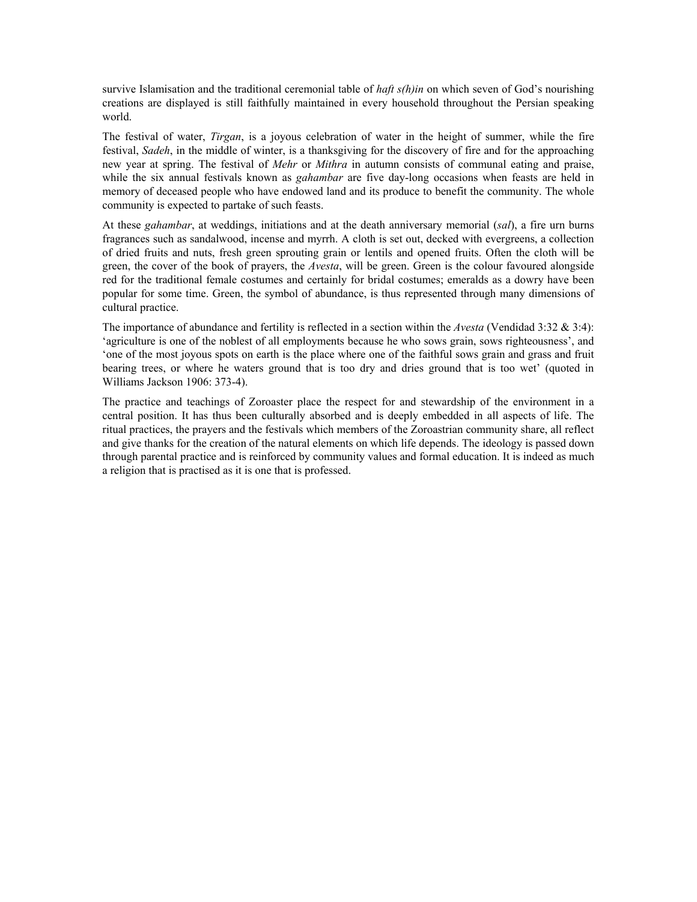survive Islamisation and the traditional ceremonial table of *haft s(h)in* on which seven of God's nourishing creations are displayed is still faithfully maintained in every household throughout the Persian speaking world.

The festival of water, *Tirgan*, is a joyous celebration of water in the height of summer, while the fire festival, *Sadeh*, in the middle of winter, is a thanksgiving for the discovery of fire and for the approaching new year at spring. The festival of *Mehr* or *Mithra* in autumn consists of communal eating and praise, while the six annual festivals known as *gahambar* are five day-long occasions when feasts are held in memory of deceased people who have endowed land and its produce to benefit the community. The whole community is expected to partake of such feasts.

At these *gahambar*, at weddings, initiations and at the death anniversary memorial (*sal*), a fire urn burns fragrances such as sandalwood, incense and myrrh. A cloth is set out, decked with evergreens, a collection of dried fruits and nuts, fresh green sprouting grain or lentils and opened fruits. Often the cloth will be green, the cover of the book of prayers, the *Avesta*, will be green. Green is the colour favoured alongside red for the traditional female costumes and certainly for bridal costumes; emeralds as a dowry have been popular for some time. Green, the symbol of abundance, is thus represented through many dimensions of cultural practice.

The importance of abundance and fertility is reflected in a section within the *Avesta* (Vendidad 3:32 & 3:4): 'agriculture is one of the noblest of all employments because he who sows grain, sows righteousness', and 'one of the most joyous spots on earth is the place where one of the faithful sows grain and grass and fruit bearing trees, or where he waters ground that is too dry and dries ground that is too wet' (quoted in Williams Jackson 1906: 373-4).

The practice and teachings of Zoroaster place the respect for and stewardship of the environment in a central position. It has thus been culturally absorbed and is deeply embedded in all aspects of life. The ritual practices, the prayers and the festivals which members of the Zoroastrian community share, all reflect and give thanks for the creation of the natural elements on which life depends. The ideology is passed down through parental practice and is reinforced by community values and formal education. It is indeed as much a religion that is practised as it is one that is professed.